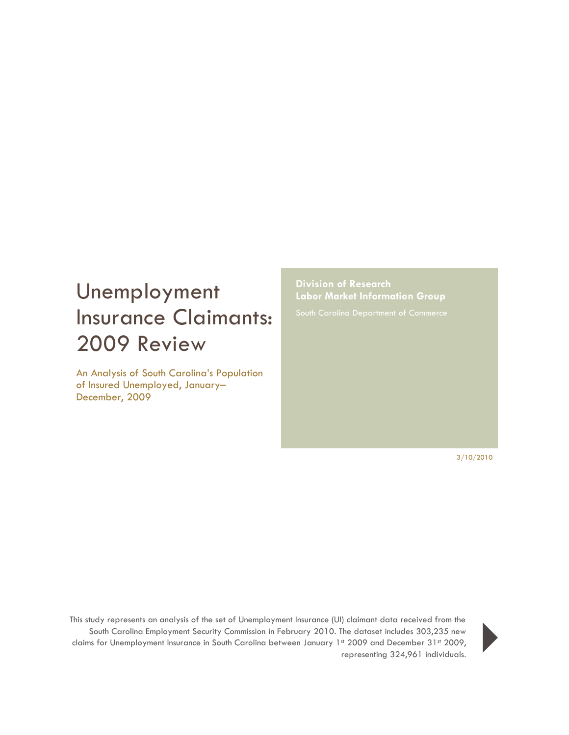# Unemployment Insurance Claimants: 2009 Review

An Analysis of South Carolina's Population of Insured Unemployed, January–December, 2009

**Division of Research**
**Labor Market Information Group**

South Carolina Department of Commerce

3/10/2010

This study represents an analysis of the set of Unemployment Insurance (UI) claimant data received from the South Carolina Employment Security Commission in February 2010. The dataset includes 303,235 new claims for Unemployment Insurance in South Carolina between January 1st 2009 and December 31st 2009, representing 324,961 individuals.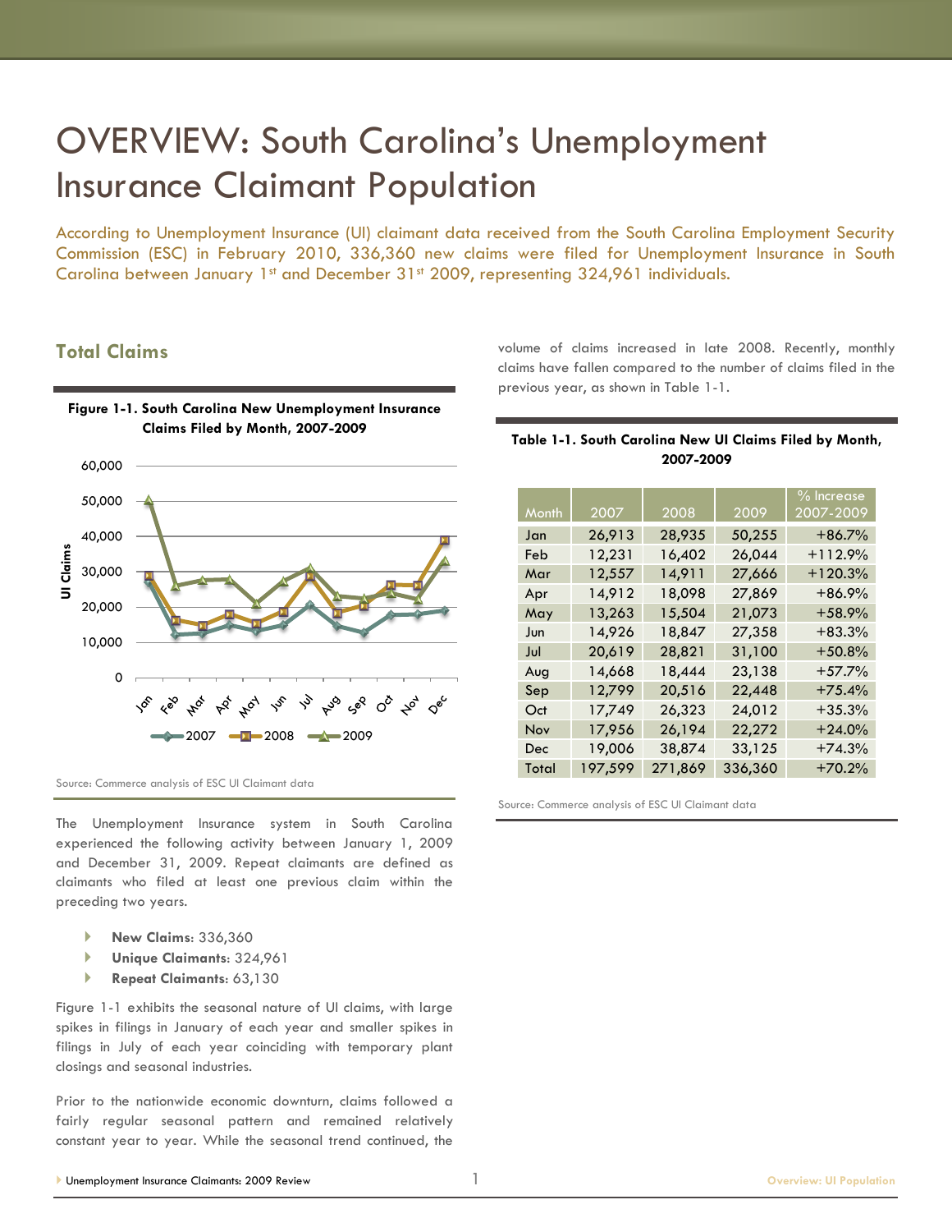# OVERVIEW: South Carolina's Unemployment Insurance Claimant Population

According to Unemployment Insurance (UI) claimant data received from the South Carolina Employment Security Commission (ESC) in February 2010, 336,360 new claims were filed for Unemployment Insurance in South Carolina between January 1st and December 31st 2009, representing 324,961 individuals.

## Total Claims

**Figure 1-1. South Carolina New Unemployment Insurance Claims Filed by Month, 2007-2009**

Source: Commerce analysis of ESC UI Claimant data

The Unemployment Insurance system in South Carolina experienced the following activity between January 1, 2009 and December 31, 2009. Repeat claimants are defined as claimants who filed at least one previous claim within the preceding two years.

- **New Claims**: 336,360
- **Unique Claimants**: 324,961
- **Repeat Claimants**: 63,130

Figure 1-1 exhibits the seasonal nature of UI claims, with large spikes in filings in January of each year and smaller spikes in filings in July of each year coinciding with temporary plant closings and seasonal industries.

Prior to the nationwide economic downturn, claims followed a fairly regular seasonal pattern and remained relatively constant year to year. While the seasonal trend continued, the volume of claims increased in late 2008. Recently, monthly claims have fallen compared to the number of claims filed in the previous year, as shown in Table 1-1.

**Table 1-1. South Carolina New UI Claims Filed by Month, 2007-2009**

| Month | 2007 | 2008 | 2009 | % Increase 2007-2009 |
|---|---|---|---|---|
| Jan | 26,913 | 28,935 | 50,255 | +86.7% |
| Feb | 12,231 | 16,402 | 26,044 | +112.9% |
| Mar | 12,557 | 14,911 | 27,666 | +120.3% |
| Apr | 14,912 | 18,098 | 27,869 | +86.9% |
| May | 13,263 | 15,504 | 21,073 | +58.9% |
| Jun | 14,926 | 18,847 | 27,358 | +83.3% |
| Jul | 20,619 | 28,821 | 31,100 | +50.8% |
| Aug | 14,668 | 18,444 | 23,138 | +57.7% |
| Sep | 12,799 | 20,516 | 22,448 | +75.4% |
| Oct | 17,749 | 26,323 | 24,012 | +35.3% |
| Nov | 17,956 | 26,194 | 22,272 | +24.0% |
| Dec | 19,006 | 38,874 | 33,125 | +74.3% |
| Total | 197,599 | 271,869 | 336,360 | +70.2% |

Source: Commerce analysis of ESC UI Claimant data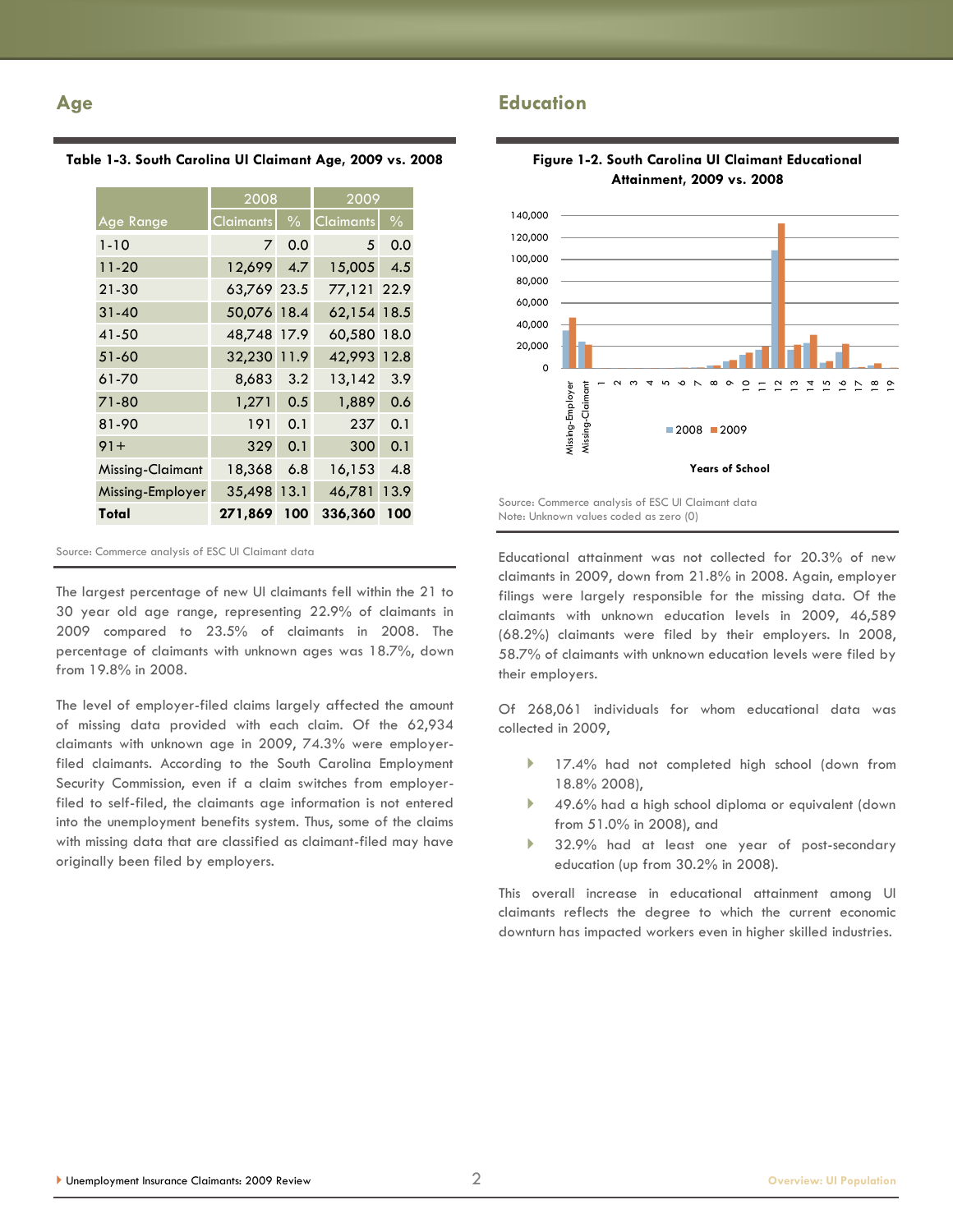## Age

**Table 1-3. South Carolina UI Claimant Age, 2009 vs. 2008**

| Age Range | 2008 | | 2009 | |
|---|---|---|---|---|
| | Claimants | % | Claimants | % |
| 1-10 | 7 | 0.0 | 5 | 0.0 |
| 11-20 | 12,699 | 4.7 | 15,005 | 4.5 |
| 21-30 | 63,769 | 23.5 | 77,121 | 22.9 |
| 31-40 | 50,076 | 18.4 | 62,154 | 18.5 |
| 41-50 | 48,748 | 17.9 | 60,580 | 18.0 |
| 51-60 | 32,230 | 11.9 | 42,993 | 12.8 |
| 61-70 | 8,683 | 3.2 | 13,142 | 3.9 |
| 71-80 | 1,271 | 0.5 | 1,889 | 0.6 |
| 81-90 | 191 | 0.1 | 237 | 0.1 |
| 91+ | 329 | 0.1 | 300 | 0.1 |
| Missing-Claimant | 18,368 | 6.8 | 16,153 | 4.8 |
| Missing-Employer | 35,498 | 13.1 | 46,781 | 13.9 |
| **Total** | **271,869** | **100** | **336,360** | **100** |

Source: Commerce analysis of ESC UI Claimant data

The largest percentage of new UI claimants fell within the 21 to 30 year old age range, representing 22.9% of claimants in 2009 compared to 23.5% of claimants in 2008. The percentage of claimants with unknown ages was 18.7%, down from 19.8% in 2008.

The level of employer-filed claims largely affected the amount of missing data provided with each claim. Of the 62,934 claimants with unknown age in 2009, 74.3% were employer-filed claimants. According to the South Carolina Employment Security Commission, even if a claim switches from employer-filed to self-filed, the claimants age information is not entered into the unemployment benefits system. Thus, some of the claims with missing data that are classified as claimant-filed may have originally been filed by employers.

## Education

**Figure 1-2. South Carolina UI Claimant Educational Attainment, 2009 vs. 2008**

Source: Commerce analysis of ESC UI Claimant data
Note: Unknown values coded as zero (0)

Educational attainment was not collected for 20.3% of new claimants in 2009, down from 21.8% in 2008. Again, employer filings were largely responsible for the missing data. Of the claimants with unknown education levels in 2009, 46,589 (68.2%) claimants were filed by their employers. In 2008, 58.7% of claimants with unknown education levels were filed by their employers.

Of 268,061 individuals for whom educational data was collected in 2009,

- 17.4% had not completed high school (down from 18.8% 2008),
- 49.6% had a high school diploma or equivalent (down from 51.0% in 2008), and
- 32.9% had at least one year of post-secondary education (up from 30.2% in 2008).

This overall increase in educational attainment among UI claimants reflects the degree to which the current economic downturn has impacted workers even in higher skilled industries.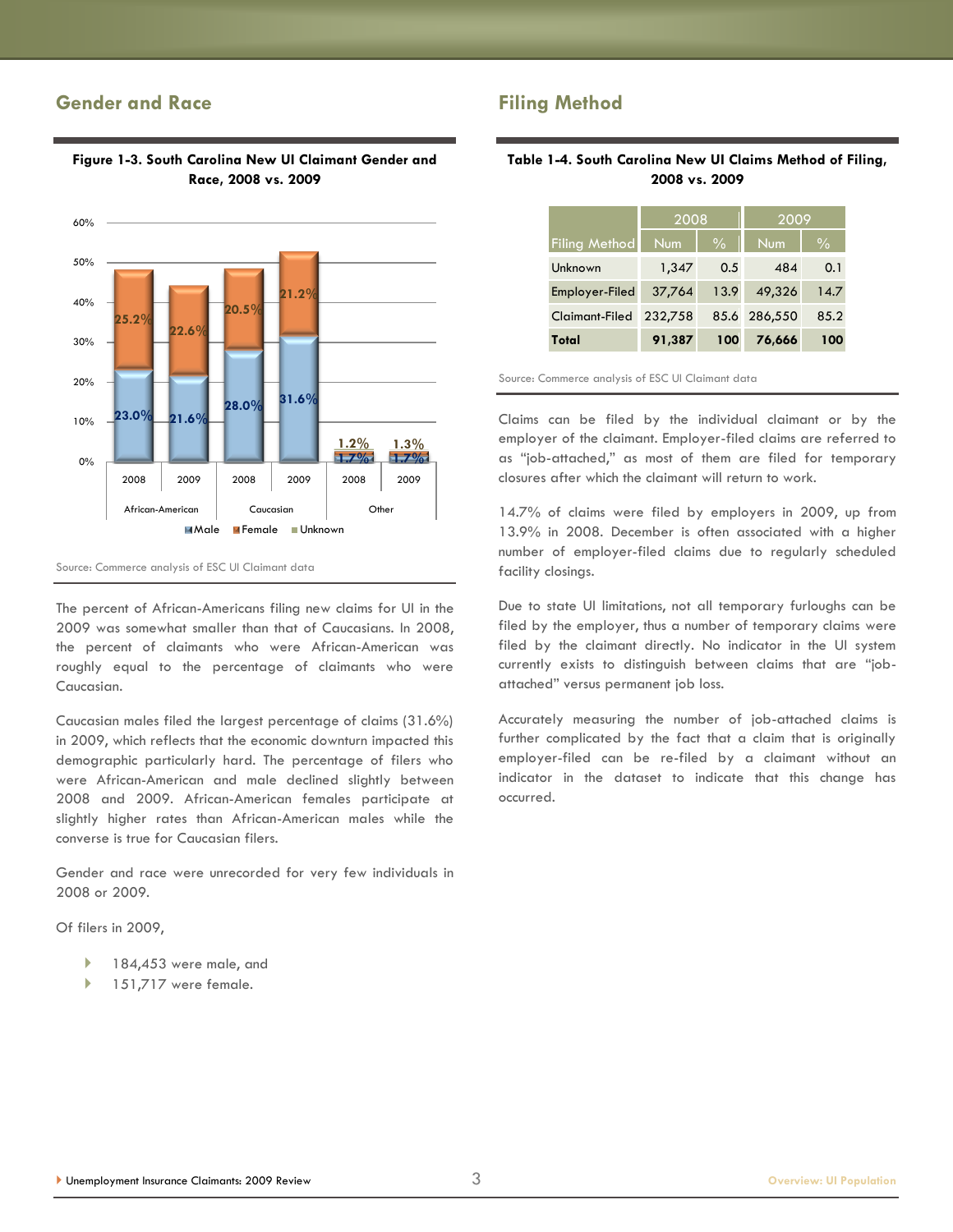## Gender and Race

**Figure 1-3. South Carolina New UI Claimant Gender and Race, 2008 vs. 2009**

| Race | Year | Male | Female | Unknown |
|---|---|---|---|---|
| African-American | 2008 | 23.0% | 25.2% | |
| African-American | 2009 | 21.6% | 22.6% | |
| Caucasian | 2008 | 28.0% | 20.5% | |
| Caucasian | 2009 | 31.6% | 21.2% | |
| Other | 2008 | 1.7% | 1.2% | |
| Other | 2009 | 1.7% | 1.3% | |

Source: Commerce analysis of ESC UI Claimant data

The percent of African-Americans filing new claims for UI in the 2009 was somewhat smaller than that of Caucasians. In 2008, the percent of claimants who were African-American was roughly equal to the percentage of claimants who were Caucasian.

Caucasian males filed the largest percentage of claims (31.6%) in 2009, which reflects that the economic downturn impacted this demographic particularly hard. The percentage of filers who were African-American and male declined slightly between 2008 and 2009. African-American females participate at slightly higher rates than African-American males while the converse is true for Caucasian filers.

Gender and race were unrecorded for very few individuals in 2008 or 2009.

Of filers in 2009,

- 184,453 were male, and
- 151,717 were female.

## Filing Method

**Table 1-4. South Carolina New UI Claims Method of Filing, 2008 vs. 2009**

| | 2008 | | 2009 | |
|---|---|---|---|---|
| Filing Method | Num | % | Num | % |
| Unknown | 1,347 | 0.5 | 484 | 0.1 |
| Employer-Filed | 37,764 | 13.9 | 49,326 | 14.7 |
| Claimant-Filed | 232,758 | 85.6 | 286,550 | 85.2 |
| **Total** | **91,387** | **100** | **76,666** | **100** |

Source: Commerce analysis of ESC UI Claimant data

Claims can be filed by the individual claimant or by the employer of the claimant. Employer-filed claims are referred to as "job-attached," as most of them are filed for temporary closures after which the claimant will return to work.

14.7% of claims were filed by employers in 2009, up from 13.9% in 2008. December is often associated with a higher number of employer-filed claims due to regularly scheduled facility closings.

Due to state UI limitations, not all temporary furloughs can be filed by the employer, thus a number of temporary claims were filed by the claimant directly. No indicator in the UI system currently exists to distinguish between claims that are "job-attached" versus permanent job loss.

Accurately measuring the number of job-attached claims is further complicated by the fact that a claim that is originally employer-filed can be re-filed by a claimant without an indicator in the dataset to indicate that this change has occurred.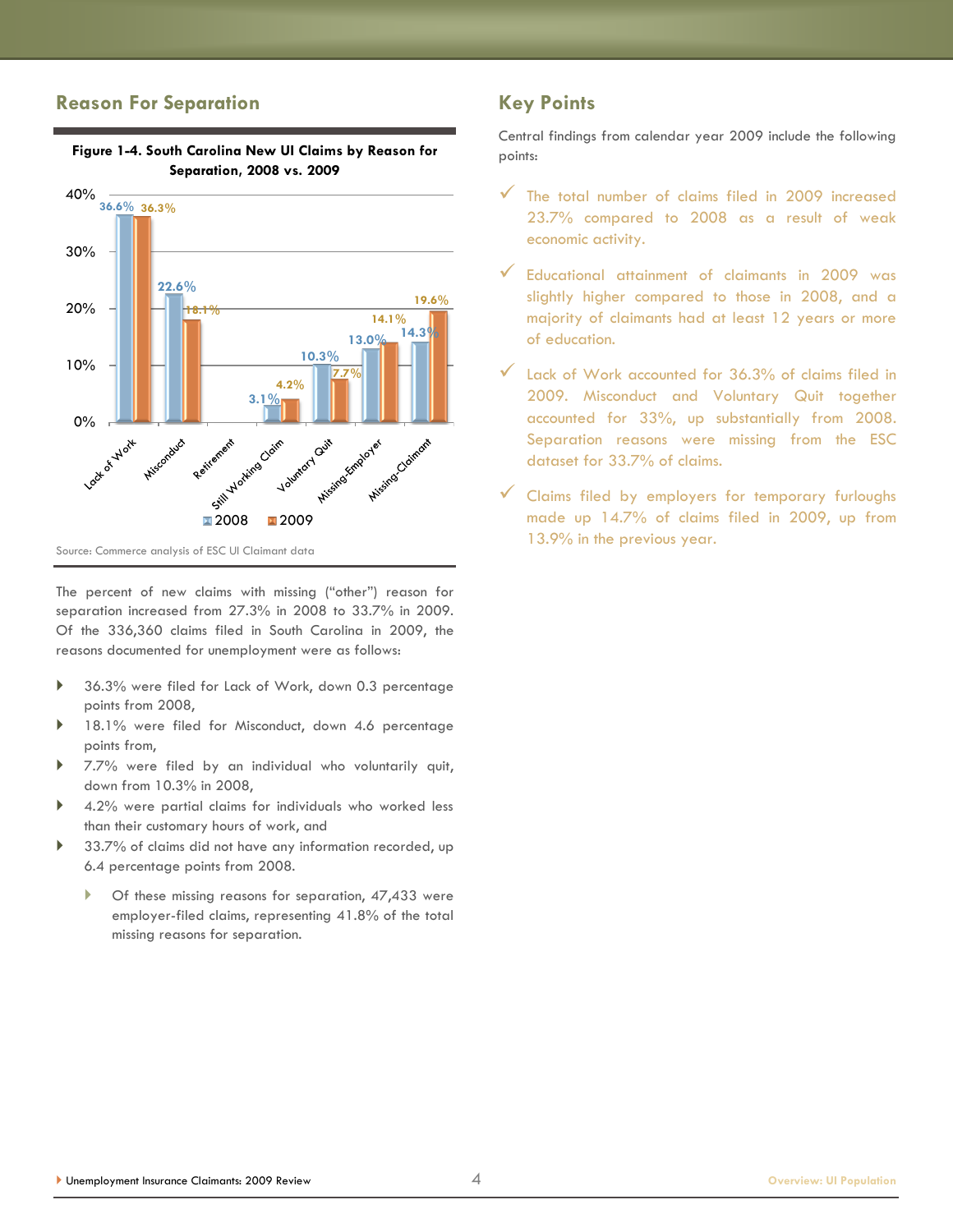## Reason For Separation

**Figure 1-4. South Carolina New UI Claims by Reason for Separation, 2008 vs. 2009**

| Reason | 2008 | 2009 |
|---|---|---|
| Lack of Work | 36.6% | 36.3% |
| Misconduct | 22.6% | 18.1% |
| Retirement | | |
| Still Working Claim | 3.1% | 4.2% |
| Voluntary Quit | 10.3% | 7.7% |
| Missing-Employer | 13.0% | 14.1% |
| Missing-Claimant | 14.3% | 19.6% |

Source: Commerce analysis of ESC UI Claimant data

The percent of new claims with missing ("other") reason for separation increased from 27.3% in 2008 to 33.7% in 2009. Of the 336,360 claims filed in South Carolina in 2009, the reasons documented for unemployment were as follows:

- 36.3% were filed for Lack of Work, down 0.3 percentage points from 2008,
- 18.1% were filed for Misconduct, down 4.6 percentage points from,
- 7.7% were filed by an individual who voluntarily quit, down from 10.3% in 2008,
- 4.2% were partial claims for individuals who worked less than their customary hours of work, and
- 33.7% of claims did not have any information recorded, up 6.4 percentage points from 2008.
  - Of these missing reasons for separation, 47,433 were employer-filed claims, representing 41.8% of the total missing reasons for separation.

## Key Points

Central findings from calendar year 2009 include the following points:

- ✓ The total number of claims filed in 2009 increased 23.7% compared to 2008 as a result of weak economic activity.
- ✓ Educational attainment of claimants in 2009 was slightly higher compared to those in 2008, and a majority of claimants had at least 12 years or more of education.
- ✓ Lack of Work accounted for 36.3% of claims filed in 2009. Misconduct and Voluntary Quit together accounted for 33%, up substantially from 2008. Separation reasons were missing from the ESC dataset for 33.7% of claims.
- ✓ Claims filed by employers for temporary furloughs made up 14.7% of claims filed in 2009, up from 13.9% in the previous year.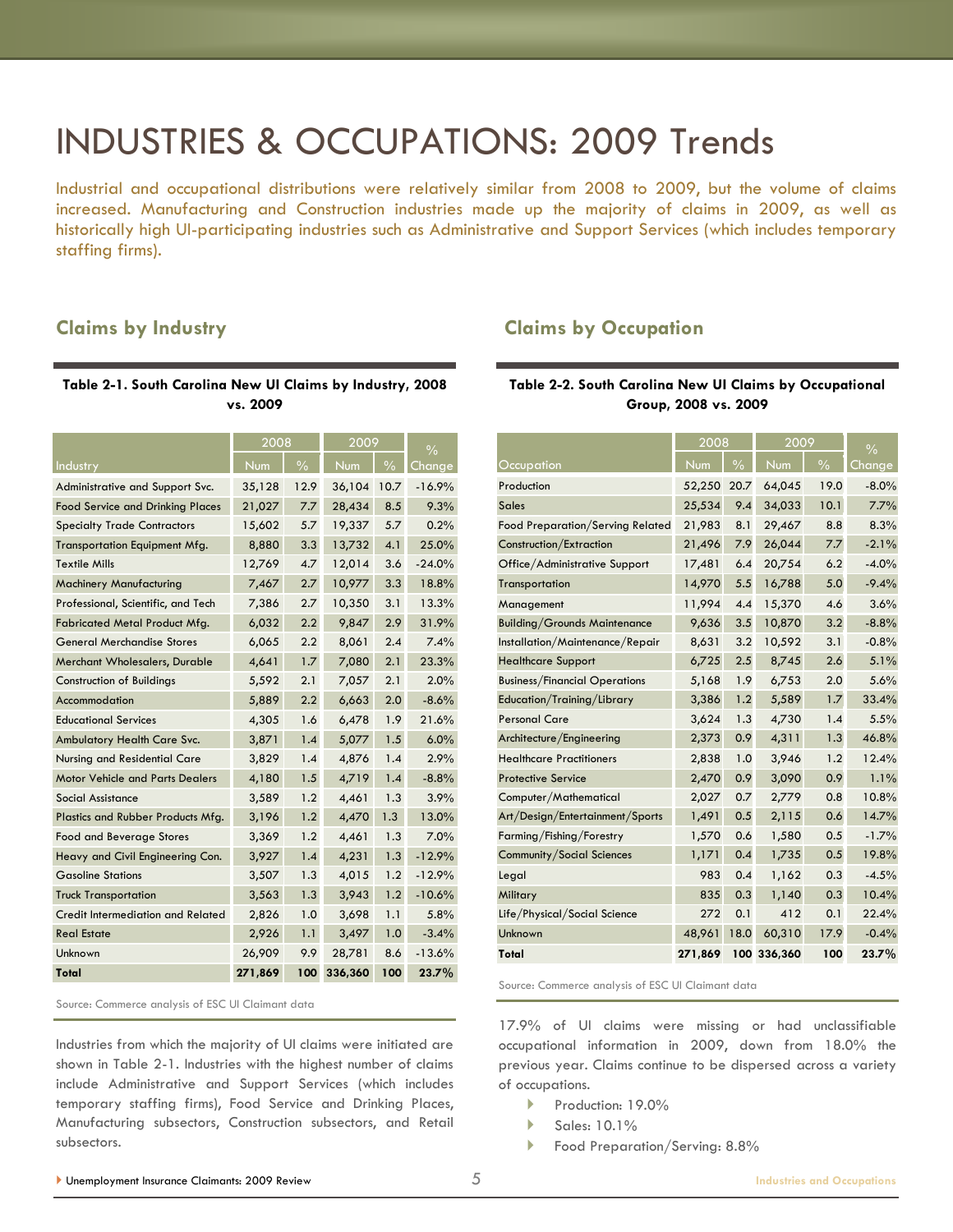# INDUSTRIES & OCCUPATIONS: 2009 Trends

Industrial and occupational distributions were relatively similar from 2008 to 2009, but the volume of claims increased. Manufacturing and Construction industries made up the majority of claims in 2009, as well as historically high UI-participating industries such as Administrative and Support Services (which includes temporary staffing firms).

## Claims by Industry

**Table 2-1. South Carolina New UI Claims by Industry, 2008 vs. 2009**

| | 2008 | | 2009 | | % |
|---|---|---|---|---|---|
| Industry | Num | % | Num | % | Change |
| Administrative and Support Svc. | 35,128 | 12.9 | 36,104 | 10.7 | -16.9% |
| Food Service and Drinking Places | 21,027 | 7.7 | 28,434 | 8.5 | 9.3% |
| Specialty Trade Contractors | 15,602 | 5.7 | 19,337 | 5.7 | 0.2% |
| Transportation Equipment Mfg. | 8,880 | 3.3 | 13,732 | 4.1 | 25.0% |
| Textile Mills | 12,769 | 4.7 | 12,014 | 3.6 | -24.0% |
| Machinery Manufacturing | 7,467 | 2.7 | 10,977 | 3.3 | 18.8% |
| Professional, Scientific, and Tech | 7,386 | 2.7 | 10,350 | 3.1 | 13.3% |
| Fabricated Metal Product Mfg. | 6,032 | 2.2 | 9,847 | 2.9 | 31.9% |
| General Merchandise Stores | 6,065 | 2.2 | 8,061 | 2.4 | 7.4% |
| Merchant Wholesalers, Durable | 4,641 | 1.7 | 7,080 | 2.1 | 23.3% |
| Construction of Buildings | 5,592 | 2.1 | 7,057 | 2.1 | 2.0% |
| Accommodation | 5,889 | 2.2 | 6,663 | 2.0 | -8.6% |
| Educational Services | 4,305 | 1.6 | 6,478 | 1.9 | 21.6% |
| Ambulatory Health Care Svc. | 3,871 | 1.4 | 5,077 | 1.5 | 6.0% |
| Nursing and Residential Care | 3,829 | 1.4 | 4,876 | 1.4 | 2.9% |
| Motor Vehicle and Parts Dealers | 4,180 | 1.5 | 4,719 | 1.4 | -8.8% |
| Social Assistance | 3,589 | 1.2 | 4,461 | 1.3 | 3.9% |
| Plastics and Rubber Products Mfg. | 3,196 | 1.2 | 4,470 | 1.3 | 13.0% |
| Food and Beverage Stores | 3,369 | 1.2 | 4,461 | 1.3 | 7.0% |
| Heavy and Civil Engineering Con. | 3,927 | 1.4 | 4,231 | 1.3 | -12.9% |
| Gasoline Stations | 3,507 | 1.3 | 4,015 | 1.2 | -12.9% |
| Truck Transportation | 3,563 | 1.3 | 3,943 | 1.2 | -10.6% |
| Credit Intermediation and Related | 2,826 | 1.0 | 3,698 | 1.1 | 5.8% |
| Real Estate | 2,926 | 1.1 | 3,497 | 1.0 | -3.4% |
| Unknown | 26,909 | 9.9 | 28,781 | 8.6 | -13.6% |
| **Total** | **271,869** | **100** | **336,360** | **100** | **23.7%** |

Source: Commerce analysis of ESC UI Claimant data

Industries from which the majority of UI claims were initiated are shown in Table 2-1. Industries with the highest number of claims include Administrative and Support Services (which includes temporary staffing firms), Food Service and Drinking Places, Manufacturing subsectors, Construction subsectors, and Retail subsectors.

## Claims by Occupation

**Table 2-2. South Carolina New UI Claims by Occupational Group, 2008 vs. 2009**

| | 2008 | | 2009 | | % |
|---|---|---|---|---|---|
| Occupation | Num | % | Num | % | Change |
| Production | 52,250 | 20.7 | 64,045 | 19.0 | -8.0% |
| Sales | 25,534 | 9.4 | 34,033 | 10.1 | 7.7% |
| Food Preparation/Serving Related | 21,983 | 8.1 | 29,467 | 8.8 | 8.3% |
| Construction/Extraction | 21,496 | 7.9 | 26,044 | 7.7 | -2.1% |
| Office/Administrative Support | 17,481 | 6.4 | 20,754 | 6.2 | -4.0% |
| Transportation | 14,970 | 5.5 | 16,788 | 5.0 | -9.4% |
| Management | 11,994 | 4.4 | 15,370 | 4.6 | 3.6% |
| Building/Grounds Maintenance | 9,636 | 3.5 | 10,870 | 3.2 | -8.8% |
| Installation/Maintenance/Repair | 8,631 | 3.2 | 10,592 | 3.1 | -0.8% |
| Healthcare Support | 6,725 | 2.5 | 8,745 | 2.6 | 5.1% |
| Business/Financial Operations | 5,168 | 1.9 | 6,753 | 2.0 | 5.6% |
| Education/Training/Library | 3,386 | 1.2 | 5,589 | 1.7 | 33.4% |
| Personal Care | 3,624 | 1.3 | 4,730 | 1.4 | 5.5% |
| Architecture/Engineering | 2,373 | 0.9 | 4,311 | 1.3 | 46.8% |
| Healthcare Practitioners | 2,838 | 1.0 | 3,946 | 1.2 | 12.4% |
| Protective Service | 2,470 | 0.9 | 3,090 | 0.9 | 1.1% |
| Computer/Mathematical | 2,027 | 0.7 | 2,779 | 0.8 | 10.8% |
| Art/Design/Entertainment/Sports | 1,491 | 0.5 | 2,115 | 0.6 | 14.7% |
| Farming/Fishing/Forestry | 1,570 | 0.6 | 1,580 | 0.5 | -1.7% |
| Community/Social Sciences | 1,171 | 0.4 | 1,735 | 0.5 | 19.8% |
| Legal | 983 | 0.4 | 1,162 | 0.3 | -4.5% |
| Military | 835 | 0.3 | 1,140 | 0.3 | 10.4% |
| Life/Physical/Social Science | 272 | 0.1 | 412 | 0.1 | 22.4% |
| Unknown | 48,961 | 18.0 | 60,310 | 17.9 | -0.4% |
| **Total** | **271,869** | **100** | **336,360** | **100** | **23.7%** |

Source: Commerce analysis of ESC UI Claimant data

17.9% of UI claims were missing or had unclassifiable occupational information in 2009, down from 18.0% the previous year. Claims continue to be dispersed across a variety of occupations.

- Production: 19.0%
- Sales: 10.1%
- Food Preparation/Serving: 8.8%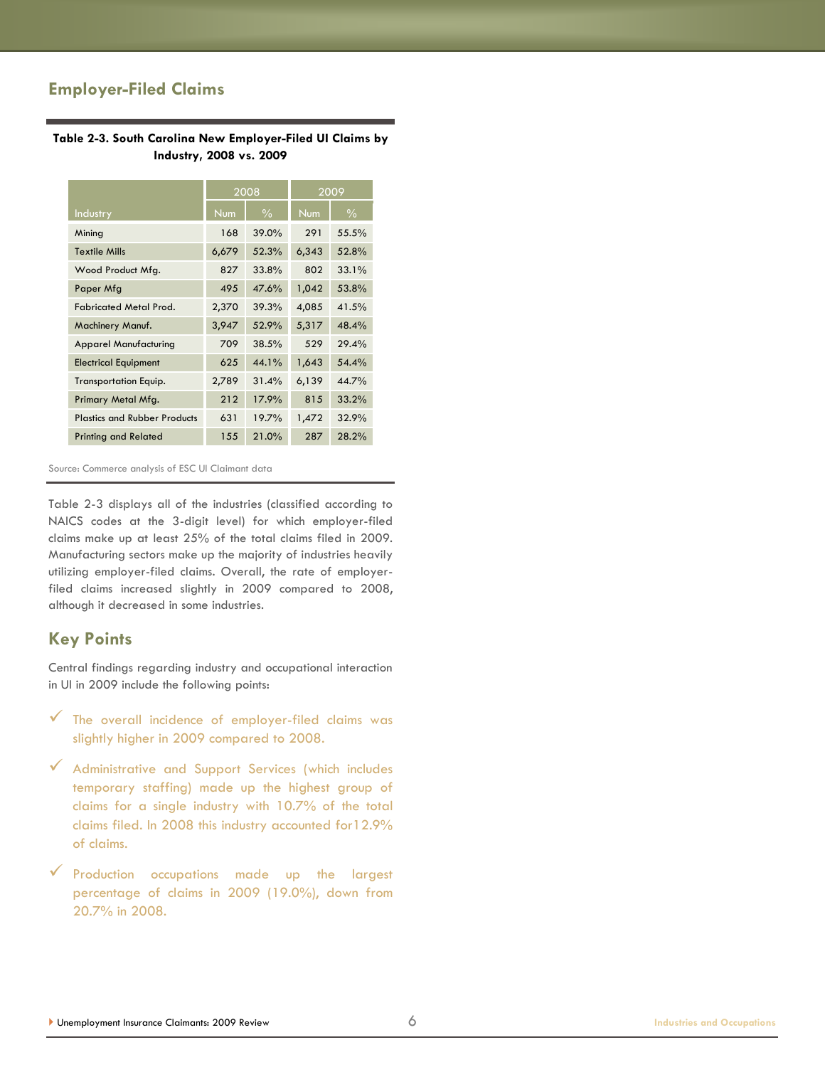## Employer-Filed Claims

**Table 2-3. South Carolina New Employer-Filed UI Claims by Industry, 2008 vs. 2009**

| Industry | 2008 | | 2009 | |
|---|---|---|---|---|
| | Num | % | Num | % |
| Mining | 168 | 39.0% | 291 | 55.5% |
| Textile Mills | 6,679 | 52.3% | 6,343 | 52.8% |
| Wood Product Mfg. | 827 | 33.8% | 802 | 33.1% |
| Paper Mfg | 495 | 47.6% | 1,042 | 53.8% |
| Fabricated Metal Prod. | 2,370 | 39.3% | 4,085 | 41.5% |
| Machinery Manuf. | 3,947 | 52.9% | 5,317 | 48.4% |
| Apparel Manufacturing | 709 | 38.5% | 529 | 29.4% |
| Electrical Equipment | 625 | 44.1% | 1,643 | 54.4% |
| Transportation Equip. | 2,789 | 31.4% | 6,139 | 44.7% |
| Primary Metal Mfg. | 212 | 17.9% | 815 | 33.2% |
| Plastics and Rubber Products | 631 | 19.7% | 1,472 | 32.9% |
| Printing and Related | 155 | 21.0% | 287 | 28.2% |

Source: Commerce analysis of ESC UI Claimant data

Table 2-3 displays all of the industries (classified according to NAICS codes at the 3-digit level) for which employer-filed claims make up at least 25% of the total claims filed in 2009. Manufacturing sectors make up the majority of industries heavily utilizing employer-filed claims. Overall, the rate of employer-filed claims increased slightly in 2009 compared to 2008, although it decreased in some industries.

## Key Points

Central findings regarding industry and occupational interaction in UI in 2009 include the following points:

- ✓ The overall incidence of employer-filed claims was slightly higher in 2009 compared to 2008.
- ✓ Administrative and Support Services (which includes temporary staffing) made up the highest group of claims for a single industry with 10.7% of the total claims filed. In 2008 this industry accounted for12.9% of claims.
- ✓ Production occupations made up the largest percentage of claims in 2009 (19.0%), down from 20.7% in 2008.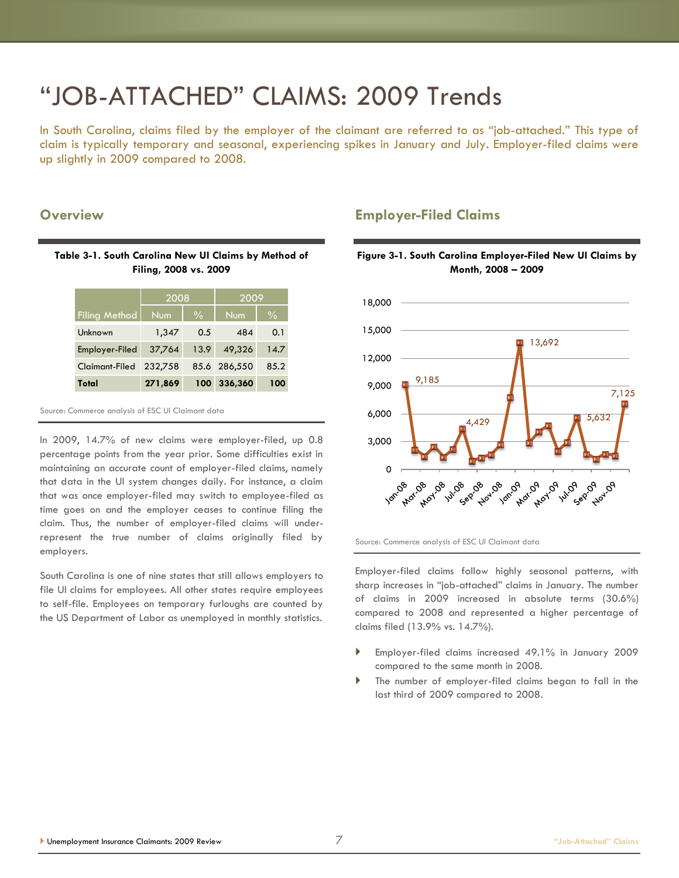# “JOB-ATTACHED” CLAIMS: 2009 Trends

In South Carolina, claims filed by the employer of the claimant are referred to as “job-attached.” This type of claim is typically temporary and seasonal, experiencing spikes in January and July. Employer-filed claims were up slightly in 2009 compared to 2008.

## Overview

**Table 3-1. South Carolina New UI Claims by Method of Filing, 2008 vs. 2009**

| | 2008 | | 2009 | |
|---|---|---|---|---|
| Filing Method | Num | % | Num | % |
| Unknown | 1,347 | 0.5 | 484 | 0.1 |
| Employer-Filed | 37,764 | 13.9 | 49,326 | 14.7 |
| Claimant-Filed | 232,758 | 85.6 | 286,550 | 85.2 |
| **Total** | **271,869** | **100** | **336,360** | **100** |

Source: Commerce analysis of ESC UI Claimant data

In 2009, 14.7% of new claims were employer-filed, up 0.8 percentage points from the year prior. Some difficulties exist in maintaining an accurate count of employer-filed claims, namely that data in the UI system changes daily. For instance, a claim that was once employer-filed may switch to employee-filed as time goes on and the employer ceases to continue filing the claim. Thus, the number of employer-filed claims will under-represent the true number of claims originally filed by employers.

South Carolina is one of nine states that still allows employers to file UI claims for employees. All other states require employees to self-file. Employees on temporary furloughs are counted by the US Department of Labor as unemployed in monthly statistics.

## Employer-Filed Claims

**Figure 3-1. South Carolina Employer-Filed New UI Claims by Month, 2008 – 2009**

Source: Commerce analysis of ESC UI Claimant data

Employer-filed claims follow highly seasonal patterns, with sharp increases in “job-attached” claims in January. The number of claims in 2009 increased in absolute terms (30.6%) compared to 2008 and represented a higher percentage of claims filed (13.9% vs. 14.7%).

- Employer-filed claims increased 49.1% in January 2009 compared to the same month in 2008.
- The number of employer-filed claims began to fall in the last third of 2009 compared to 2008.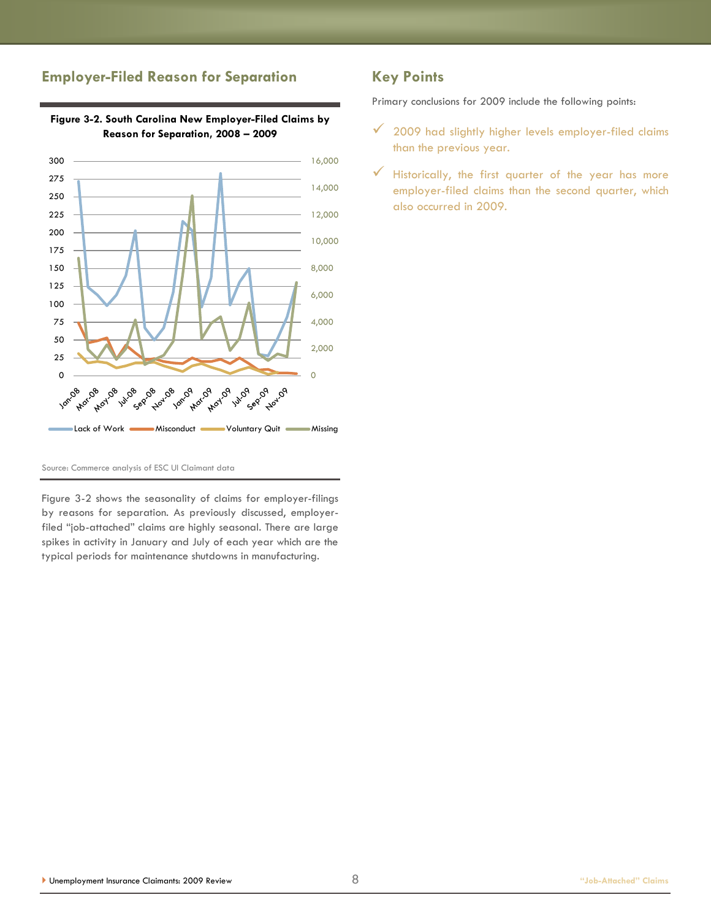## Employer-Filed Reason for Separation

**Figure 3-2. South Carolina New Employer-Filed Claims by Reason for Separation, 2008 – 2009**

Source: Commerce analysis of ESC UI Claimant data

Figure 3-2 shows the seasonality of claims for employer-filings by reasons for separation. As previously discussed, employer-filed "job-attached" claims are highly seasonal. There are large spikes in activity in January and July of each year which are the typical periods for maintenance shutdowns in manufacturing.

## Key Points

Primary conclusions for 2009 include the following points:

- ✓ 2009 had slightly higher levels employer-filed claims than the previous year.
- ✓ Historically, the first quarter of the year has more employer-filed claims than the second quarter, which also occurred in 2009.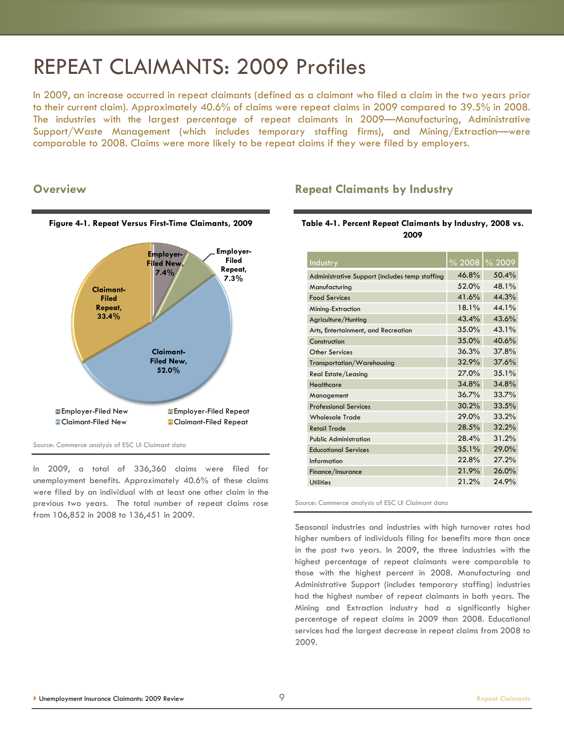# REPEAT CLAIMANTS: 2009 Profiles

In 2009, an increase occurred in repeat claimants (defined as a claimant who filed a claim in the two years prior to their current claim). Approximately 40.6% of claims were repeat claims in 2009 compared to 39.5% in 2008. The industries with the largest percentage of repeat claimants in 2009—Manufacturing, Administrative Support/Waste Management (which includes temporary staffing firms), and Mining/Extraction—were comparable to 2008. Claims were more likely to be repeat claims if they were filed by employers.

## Overview

**Figure 4-1. Repeat Versus First-Time Claimants, 2009**

| Category | Percent |
|---|---|
| Employer-Filed New | 7.4% |
| Employer-Filed Repeat | 7.3% |
| Claimant-Filed New | 52.0% |
| Claimant-Filed Repeat | 33.4% |

Source: Commerce analysis of ESC UI Claimant data

In 2009, a total of 336,360 claims were filed for unemployment benefits. Approximately 40.6% of these claims were filed by an individual with at least one other claim in the previous two years. The total number of repeat claims rose from 106,852 in 2008 to 136,451 in 2009.

## Repeat Claimants by Industry

**Table 4-1. Percent Repeat Claimants by Industry, 2008 vs. 2009**

| Industry | % 2008 | % 2009 |
|---|---|---|
| Administrative Support (includes temp staffing | 46.8% | 50.4% |
| Manufacturing | 52.0% | 48.1% |
| Food Services | 41.6% | 44.3% |
| Mining-Extraction | 18.1% | 44.1% |
| Agriculture/Hunting | 43.4% | 43.6% |
| Arts, Entertainment, and Recreation | 35.0% | 43.1% |
| Construction | 35.0% | 40.6% |
| Other Services | 36.3% | 37.8% |
| Transportation/Warehousing | 32.9% | 37.6% |
| Real Estate/Leasing | 27.0% | 35.1% |
| Healthcare | 34.8% | 34.8% |
| Management | 36.7% | 33.7% |
| Professional Services | 30.2% | 33.5% |
| Wholesale Trade | 29.0% | 33.2% |
| Retail Trade | 28.5% | 32.2% |
| Public Administration | 28.4% | 31.2% |
| Educational Services | 35.1% | 29.0% |
| Information | 22.8% | 27.2% |
| Finance/Insurance | 21.9% | 26.0% |
| Utilities | 21.2% | 24.9% |

Source: Commerce analysis of ESC UI Claimant data

Seasonal industries and industries with high turnover rates had higher numbers of individuals filing for benefits more than once in the past two years. In 2009, the three industries with the highest percentage of repeat claimants were comparable to those with the highest percent in 2008. Manufacturing and Administrative Support (includes temporary staffing) industries had the highest number of repeat claimants in both years. The Mining and Extraction industry had a significantly higher percentage of repeat claims in 2009 than 2008. Educational services had the largest decrease in repeat claims from 2008 to 2009.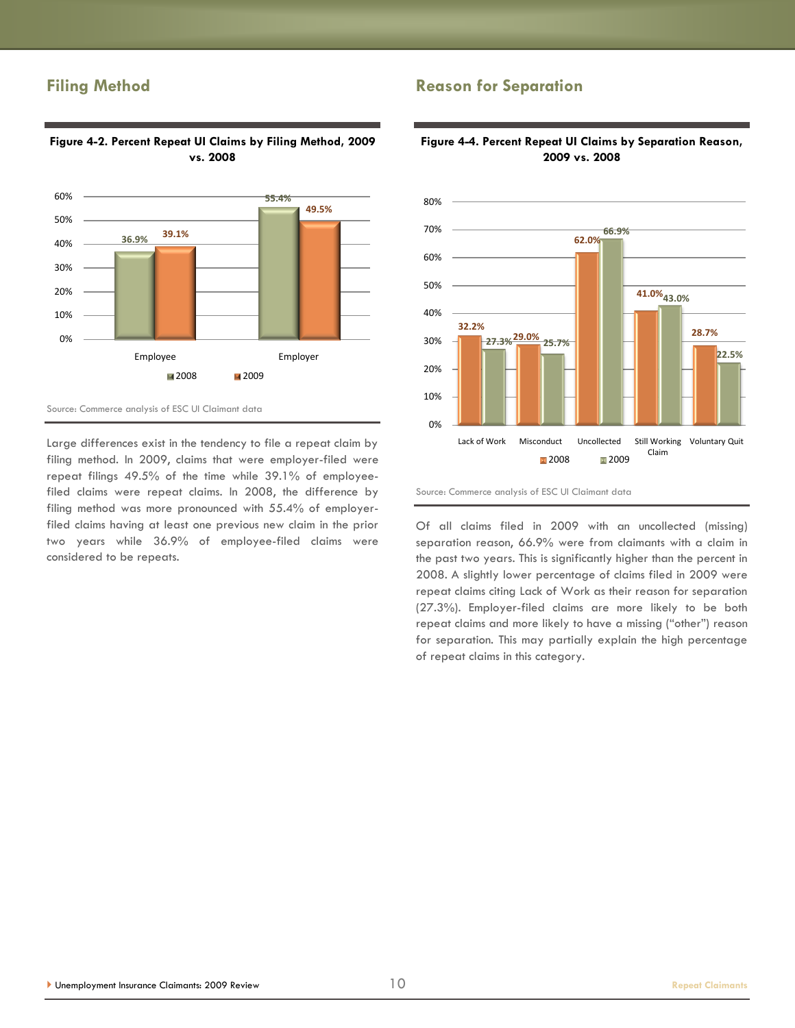## Filing Method

**Figure 4-2. Percent Repeat UI Claims by Filing Method, 2009 vs. 2008**

| | 2008 | 2009 |
|---|---|---|
| Employee | 36.9% | 39.1% |
| Employer | 55.4% | 49.5% |

Source: Commerce analysis of ESC UI Claimant data

Large differences exist in the tendency to file a repeat claim by filing method. In 2009, claims that were employer-filed were repeat filings 49.5% of the time while 39.1% of employee-filed claims were repeat claims. In 2008, the difference by filing method was more pronounced with 55.4% of employer-filed claims having at least one previous new claim in the prior two years while 36.9% of employee-filed claims were considered to be repeats.

## Reason for Separation

**Figure 4-4. Percent Repeat UI Claims by Separation Reason, 2009 vs. 2008**

| | 2008 | 2009 |
|---|---|---|
| Lack of Work | 32.2% | 27.3% |
| Misconduct | 29.0% | 25.7% |
| Uncollected | 62.0% | 66.9% |
| Still Working Claim | 41.0% | 43.0% |
| Voluntary Quit | 28.7% | 22.5% |

Source: Commerce analysis of ESC UI Claimant data

Of all claims filed in 2009 with an uncollected (missing) separation reason, 66.9% were from claimants with a claim in the past two years. This is significantly higher than the percent in 2008. A slightly lower percentage of claims filed in 2009 were repeat claims citing Lack of Work as their reason for separation (27.3%). Employer-filed claims are more likely to be both repeat claims and more likely to have a missing ("other") reason for separation. This may partially explain the high percentage of repeat claims in this category.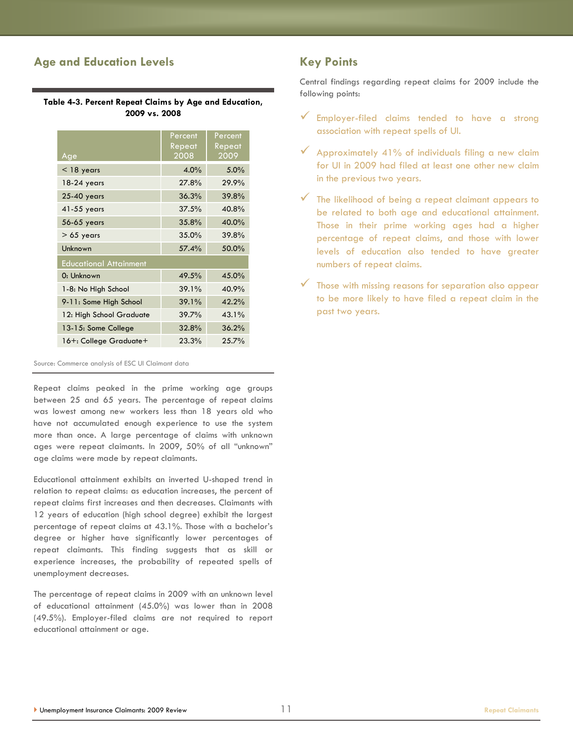## Age and Education Levels

**Table 4-3. Percent Repeat Claims by Age and Education, 2009 vs. 2008**

| Age | Percent Repeat 2008 | Percent Repeat 2009 |
|---|---|---|
| < 18 years | 4.0% | 5.0% |
| 18-24 years | 27.8% | 29.9% |
| 25-40 years | 36.3% | 39.8% |
| 41-55 years | 37.5% | 40.8% |
| 56-65 years | 35.8% | 40.0% |
| > 65 years | 35.0% | 39.8% |
| Unknown | 57.4% | 50.0% |
| **Educational Attainment** | | |
| 0: Unknown | 49.5% | 45.0% |
| 1-8: No High School | 39.1% | 40.9% |
| 9-11: Some High School | 39.1% | 42.2% |
| 12: High School Graduate | 39.7% | 43.1% |
| 13-15: Some College | 32.8% | 36.2% |
| 16+: College Graduate+ | 23.3% | 25.7% |

Source: Commerce analysis of ESC UI Claimant data

Repeat claims peaked in the prime working age groups between 25 and 65 years. The percentage of repeat claims was lowest among new workers less than 18 years old who have not accumulated enough experience to use the system more than once. A large percentage of claims with unknown ages were repeat claimants. In 2009, 50% of all "unknown" age claims were made by repeat claimants.

Educational attainment exhibits an inverted U-shaped trend in relation to repeat claims: as education increases, the percent of repeat claims first increases and then decreases. Claimants with 12 years of education (high school degree) exhibit the largest percentage of repeat claims at 43.1%. Those with a bachelor's degree or higher have significantly lower percentages of repeat claimants. This finding suggests that as skill or experience increases, the probability of repeated spells of unemployment decreases.

The percentage of repeat claims in 2009 with an unknown level of educational attainment (45.0%) was lower than in 2008 (49.5%). Employer-filed claims are not required to report educational attainment or age.

## Key Points

Central findings regarding repeat claims for 2009 include the following points:

- ✓ Employer-filed claims tended to have a strong association with repeat spells of UI.
- ✓ Approximately 41% of individuals filing a new claim for UI in 2009 had filed at least one other new claim in the previous two years.
- ✓ The likelihood of being a repeat claimant appears to be related to both age and educational attainment. Those in their prime working ages had a higher percentage of repeat claims, and those with lower levels of education also tended to have greater numbers of repeat claims.
- ✓ Those with missing reasons for separation also appear to be more likely to have filed a repeat claim in the past two years.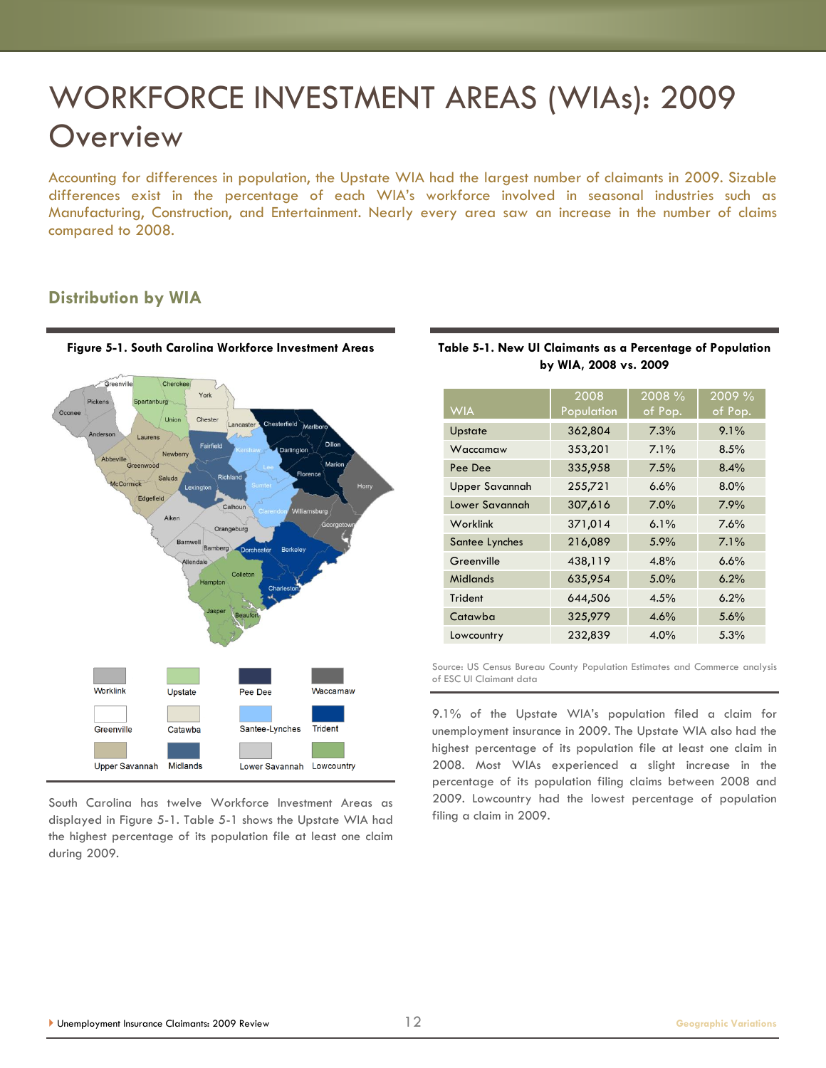# WORKFORCE INVESTMENT AREAS (WIAs): 2009 Overview

Accounting for differences in population, the Upstate WIA had the largest number of claimants in 2009. Sizable differences exist in the percentage of each WIA's workforce involved in seasonal industries such as Manufacturing, Construction, and Entertainment. Nearly every area saw an increase in the number of claims compared to 2008.

## Distribution by WIA

**Figure 5-1. South Carolina Workforce Investment Areas**

South Carolina has twelve Workforce Investment Areas as displayed in Figure 5-1. Table 5-1 shows the Upstate WIA had the highest percentage of its population file at least one claim during 2009.

**Table 5-1. New UI Claimants as a Percentage of Population by WIA, 2008 vs. 2009**

| WIA | 2008 Population | 2008 % of Pop. | 2009 % of Pop. |
|---|---|---|---|
| Upstate | 362,804 | 7.3% | 9.1% |
| Waccamaw | 353,201 | 7.1% | 8.5% |
| Pee Dee | 335,958 | 7.5% | 8.4% |
| Upper Savannah | 255,721 | 6.6% | 8.0% |
| Lower Savannah | 307,616 | 7.0% | 7.9% |
| Worklink | 371,014 | 6.1% | 7.6% |
| Santee Lynches | 216,089 | 5.9% | 7.1% |
| Greenville | 438,119 | 4.8% | 6.6% |
| Midlands | 635,954 | 5.0% | 6.2% |
| Trident | 644,506 | 4.5% | 6.2% |
| Catawba | 325,979 | 4.6% | 5.6% |
| Lowcountry | 232,839 | 4.0% | 5.3% |

Source: US Census Bureau County Population Estimates and Commerce analysis of ESC UI Claimant data

9.1% of the Upstate WIA's population filed a claim for unemployment insurance in 2009. The Upstate WIA also had the highest percentage of its population file at least one claim in 2008. Most WIAs experienced a slight increase in the percentage of its population filing claims between 2008 and 2009. Lowcountry had the lowest percentage of population filing a claim in 2009.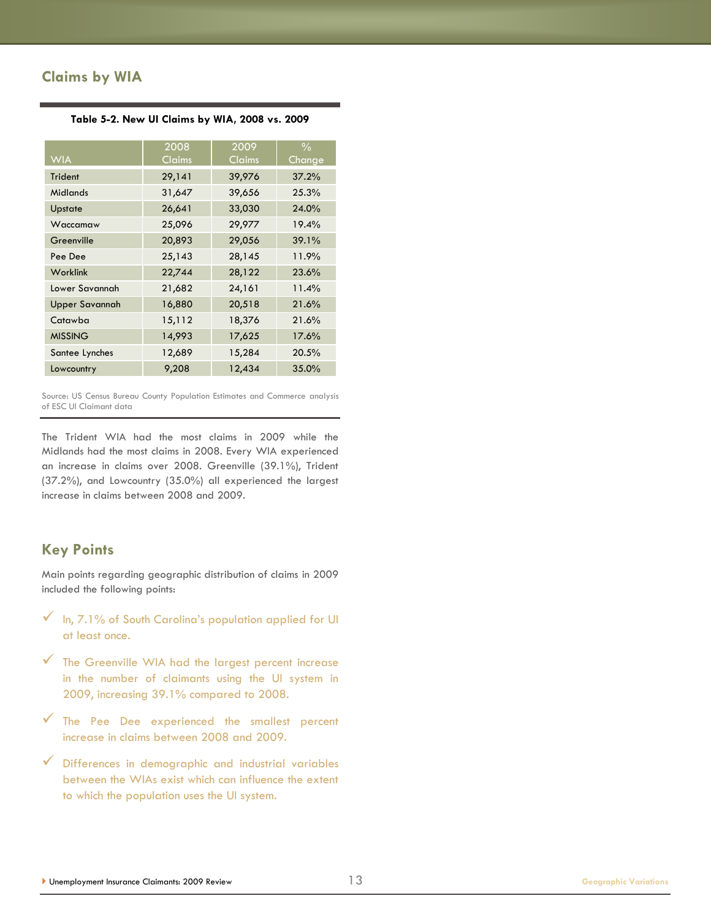## Claims by WIA

**Table 5-2. New UI Claims by WIA, 2008 vs. 2009**

| WIA | 2008 Claims | 2009 Claims | % Change |
|---|---|---|---|
| Trident | 29,141 | 39,976 | 37.2% |
| Midlands | 31,647 | 39,656 | 25.3% |
| Upstate | 26,641 | 33,030 | 24.0% |
| Waccamaw | 25,096 | 29,977 | 19.4% |
| Greenville | 20,893 | 29,056 | 39.1% |
| Pee Dee | 25,143 | 28,145 | 11.9% |
| Worklink | 22,744 | 28,122 | 23.6% |
| Lower Savannah | 21,682 | 24,161 | 11.4% |
| Upper Savannah | 16,880 | 20,518 | 21.6% |
| Catawba | 15,112 | 18,376 | 21.6% |
| MISSING | 14,993 | 17,625 | 17.6% |
| Santee Lynches | 12,689 | 15,284 | 20.5% |
| Lowcountry | 9,208 | 12,434 | 35.0% |

Source: US Census Bureau County Population Estimates and Commerce analysis of ESC UI Claimant data

The Trident WIA had the most claims in 2009 while the Midlands had the most claims in 2008. Every WIA experienced an increase in claims over 2008. Greenville (39.1%), Trident (37.2%), and Lowcountry (35.0%) all experienced the largest increase in claims between 2008 and 2009.

## Key Points

Main points regarding geographic distribution of claims in 2009 included the following points:

- In, 7.1% of South Carolina's population applied for UI at least once.
- The Greenville WIA had the largest percent increase in the number of claimants using the UI system in 2009, increasing 39.1% compared to 2008.
- The Pee Dee experienced the smallest percent increase in claims between 2008 and 2009.
- Differences in demographic and industrial variables between the WIAs exist which can influence the extent to which the population uses the UI system.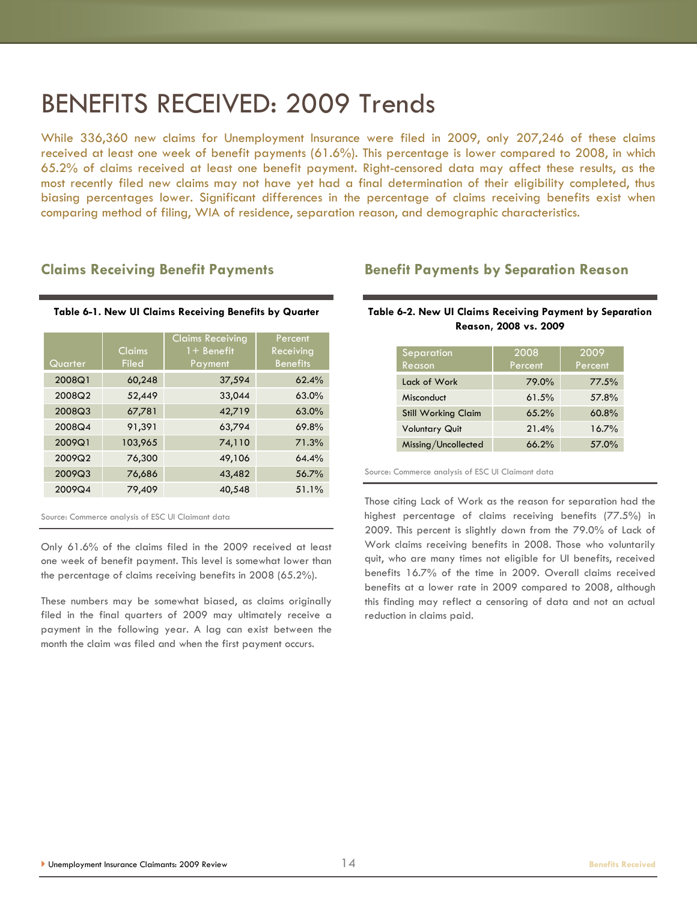// Reading from the top of the page.
# BENEFITS RECEIVED: 2009 Trends

While 336,360 new claims for Unemployment Insurance were filed in 2009, only 207,246 of these claims received at least one week of benefit payments (61.6%). This percentage is lower compared to 2008, in which 65.2% of claims received at least one benefit payment. Right-censored data may affect these results, as the most recently filed new claims may not have yet had a final determination of their eligibility completed, thus biasing percentages lower. Significant differences in the percentage of claims receiving benefits exist when comparing method of filing, WIA of residence, separation reason, and demographic characteristics.

## Claims Receiving Benefit Payments

**Table 6-1. New UI Claims Receiving Benefits by Quarter**

| Quarter | Claims Filed | Claims Receiving 1+ Benefit Payment | Percent Receiving Benefits |
|---|---|---|---|
| 2008Q1 | 60,248 | 37,594 | 62.4% |
| 2008Q2 | 52,449 | 33,044 | 63.0% |
| 2008Q3 | 67,781 | 42,719 | 63.0% |
| 2008Q4 | 91,391 | 63,794 | 69.8% |
| 2009Q1 | 103,965 | 74,110 | 71.3% |
| 2009Q2 | 76,300 | 49,106 | 64.4% |
| 2009Q3 | 76,686 | 43,482 | 56.7% |
| 2009Q4 | 79,409 | 40,548 | 51.1% |

Source: Commerce analysis of ESC UI Claimant data

Only 61.6% of the claims filed in the 2009 received at least one week of benefit payment. This level is somewhat lower than the percentage of claims receiving benefits in 2008 (65.2%).

These numbers may be somewhat biased, as claims originally filed in the final quarters of 2009 may ultimately receive a payment in the following year. A lag can exist between the month the claim was filed and when the first payment occurs.

## Benefit Payments by Separation Reason

**Table 6-2. New UI Claims Receiving Payment by Separation Reason, 2008 vs. 2009**

| Separation Reason | 2008 Percent | 2009 Percent |
|---|---|---|
| Lack of Work | 79.0% | 77.5% |
| Misconduct | 61.5% | 57.8% |
| Still Working Claim | 65.2% | 60.8% |
| Voluntary Quit | 21.4% | 16.7% |
| Missing/Uncollected | 66.2% | 57.0% |

Source: Commerce analysis of ESC UI Claimant data

Those citing Lack of Work as the reason for separation had the highest percentage of claims receiving benefits (77.5%) in 2009. This percent is slightly down from the 79.0% of Lack of Work claims receiving benefits in 2008. Those who voluntarily quit, who are many times not eligible for UI benefits, received benefits 16.7% of the time in 2009. Overall claims received benefits at a lower rate in 2009 compared to 2008, although this finding may reflect a censoring of data and not an actual reduction in claims paid.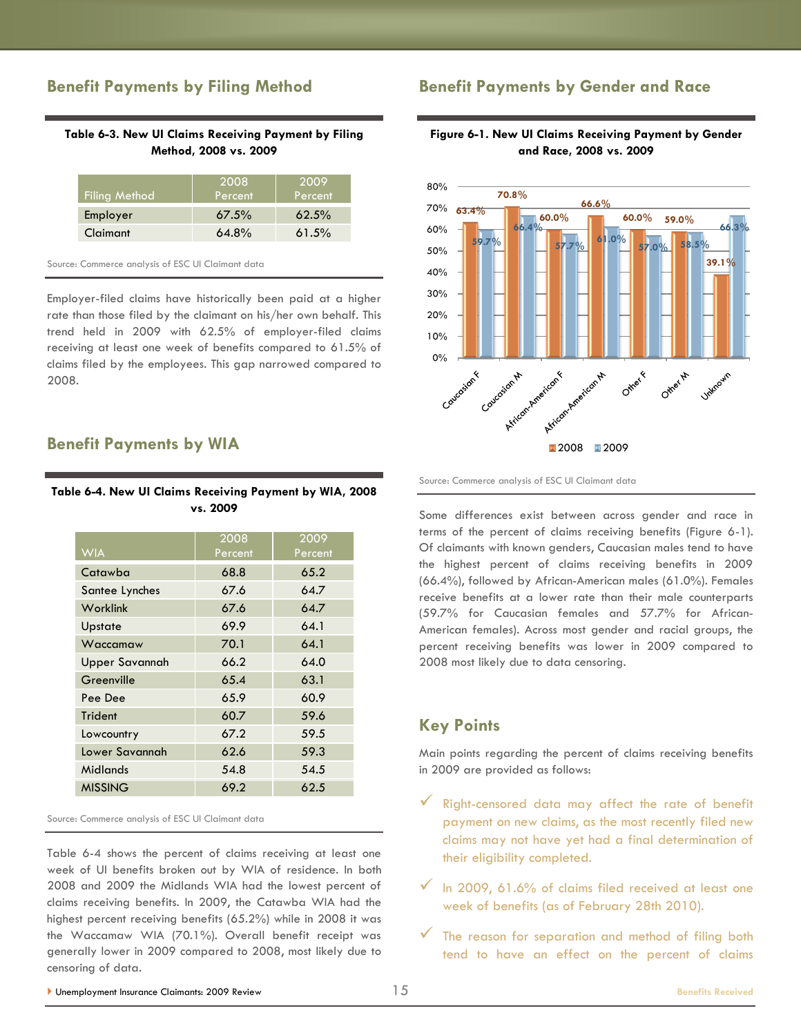## Benefit Payments by Filing Method

**Table 6-3. New UI Claims Receiving Payment by Filing Method, 2008 vs. 2009**

| Filing Method | 2008 Percent | 2009 Percent |
|---|---|---|
| Employer | 67.5% | 62.5% |
| Claimant | 64.8% | 61.5% |

Source: Commerce analysis of ESC UI Claimant data

Employer-filed claims have historically been paid at a higher rate than those filed by the claimant on his/her own behalf. This trend held in 2009 with 62.5% of employer-filed claims receiving at least one week of benefits compared to 61.5% of claims filed by the employees. This gap narrowed compared to 2008.

## Benefit Payments by WIA

**Table 6-4. New UI Claims Receiving Payment by WIA, 2008 vs. 2009**

| WIA | 2008 Percent | 2009 Percent |
|---|---|---|
| Catawba | 68.8 | 65.2 |
| Santee Lynches | 67.6 | 64.7 |
| Worklink | 67.6 | 64.7 |
| Upstate | 69.9 | 64.1 |
| Waccamaw | 70.1 | 64.1 |
| Upper Savannah | 66.2 | 64.0 |
| Greenville | 65.4 | 63.1 |
| Pee Dee | 65.9 | 60.9 |
| Trident | 60.7 | 59.6 |
| Lowcountry | 67.2 | 59.5 |
| Lower Savannah | 62.6 | 59.3 |
| Midlands | 54.8 | 54.5 |
| MISSING | 69.2 | 62.5 |

Source: Commerce analysis of ESC UI Claimant data

Table 6-4 shows the percent of claims receiving at least one week of UI benefits broken out by WIA of residence. In both 2008 and 2009 the Midlands WIA had the lowest percent of claims receiving benefits. In 2009, the Catawba WIA had the highest percent receiving benefits (65.2%) while in 2008 it was the Waccamaw WIA (70.1%). Overall benefit receipt was generally lower in 2009 compared to 2008, most likely due to censoring of data.

## Benefit Payments by Gender and Race

**Figure 6-1. New UI Claims Receiving Payment by Gender and Race, 2008 vs. 2009**

| Group | 2008 | 2009 |
|---|---|---|
| Caucasian F | 63.4% | 59.7% |
| Caucasian M | 70.8% | 66.4% |
| African-American F | 60.0% | 57.7% |
| African-American M | 66.6% | 61.0% |
| Other F | 60.0% | 57.0% |
| Other M | 59.0% | 58.5% |
| Unknown | 39.1% | 66.3% |

Source: Commerce analysis of ESC UI Claimant data

Some differences exist between across gender and race in terms of the percent of claims receiving benefits (Figure 6-1). Of claimants with known genders, Caucasian males tend to have the highest percent of claims receiving benefits in 2009 (66.4%), followed by African-American males (61.0%). Females receive benefits at a lower rate than their male counterparts (59.7% for Caucasian females and 57.7% for African-American females). Across most gender and racial groups, the percent receiving benefits was lower in 2009 compared to 2008 most likely due to data censoring.

## Key Points

Main points regarding the percent of claims receiving benefits in 2009 are provided as follows:

- Right-censored data may affect the rate of benefit payment on new claims, as the most recently filed new claims may not have yet had a final determination of their eligibility completed.
- In 2009, 61.6% of claims filed received at least one week of benefits (as of February 28th 2010).
- The reason for separation and method of filing both tend to have an effect on the percent of claims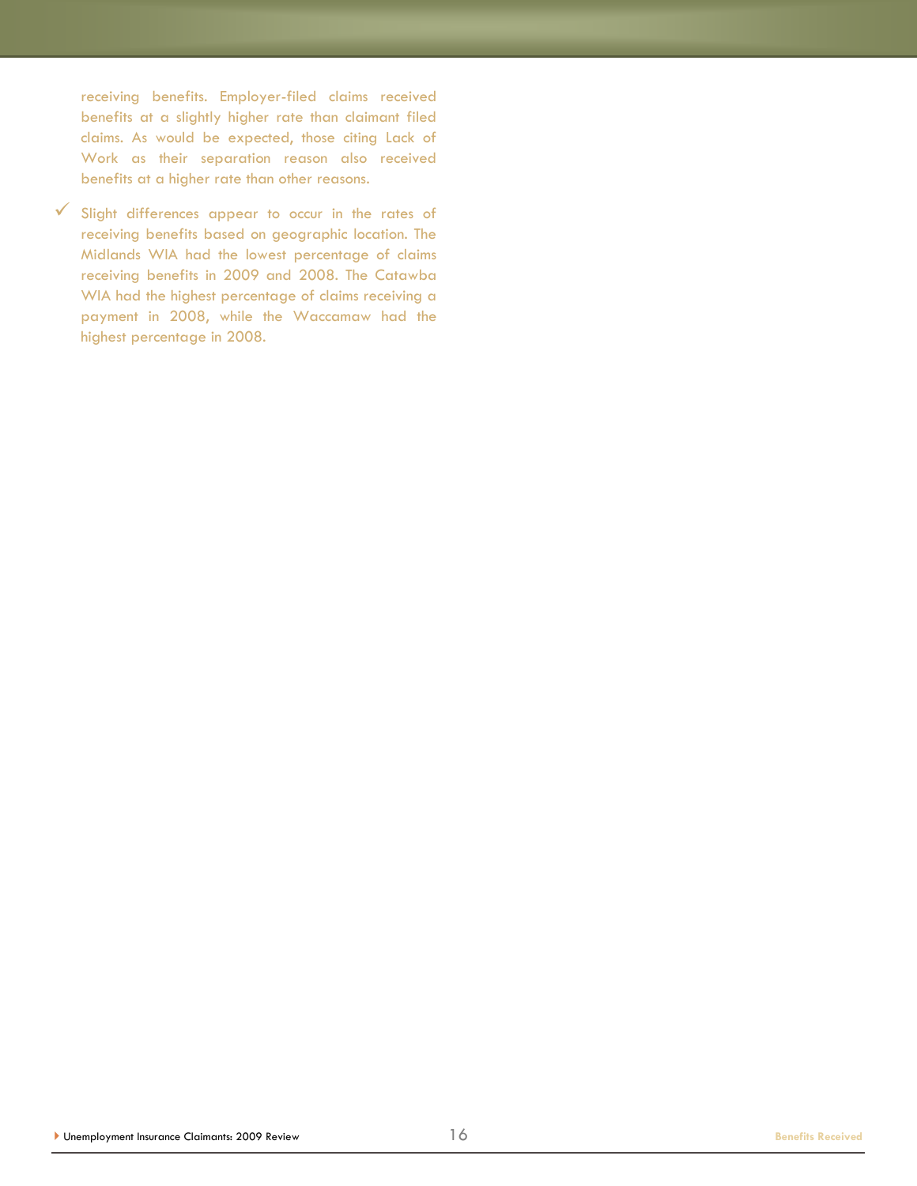receiving benefits. Employer-filed claims received benefits at a slightly higher rate than claimant filed claims. As would be expected, those citing Lack of Work as their separation reason also received benefits at a higher rate than other reasons.

- ✓ Slight differences appear to occur in the rates of receiving benefits based on geographic location. The Midlands WIA had the lowest percentage of claims receiving benefits in 2009 and 2008. The Catawba WIA had the highest percentage of claims receiving a payment in 2008, while the Waccamaw had the highest percentage in 2008.